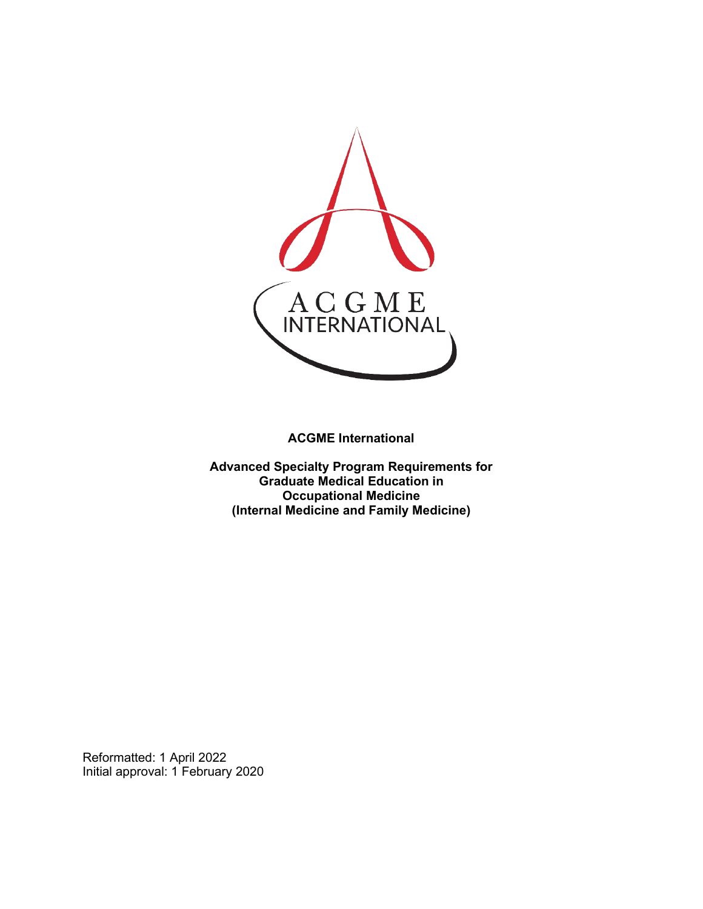**ACGME International**

**Advanced Specialty Program Requirements for Graduate Medical Education in Occupational Medicine (Internal Medicine and Family Medicine)**

Reformatted: 1 April 2022
Initial approval: 1 February 2020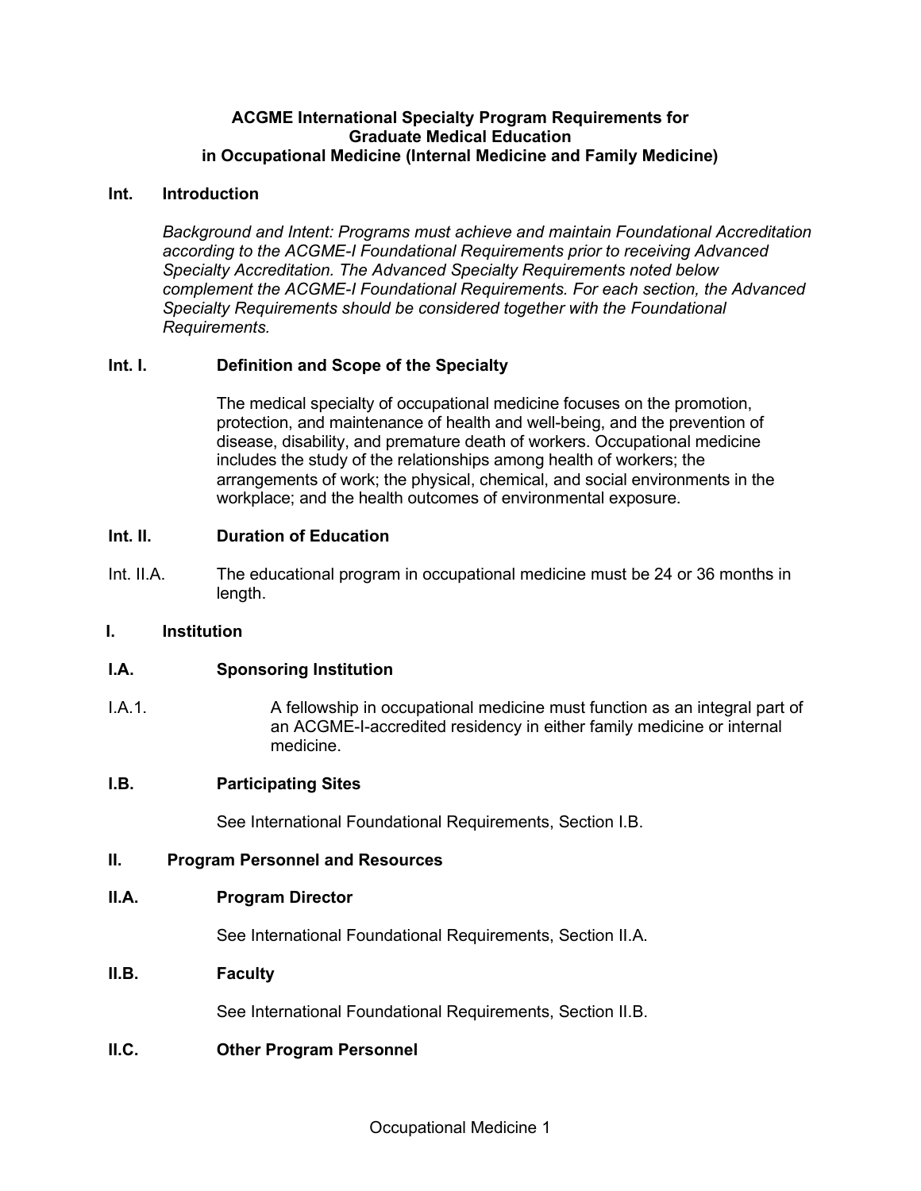# ACGME International Specialty Program Requirements for Graduate Medical Education in Occupational Medicine (Internal Medicine and Family Medicine)

## Int. Introduction

*Background and Intent: Programs must achieve and maintain Foundational Accreditation according to the ACGME-I Foundational Requirements prior to receiving Advanced Specialty Accreditation. The Advanced Specialty Requirements noted below complement the ACGME-I Foundational Requirements. For each section, the Advanced Specialty Requirements should be considered together with the Foundational Requirements.*

### Int. I. Definition and Scope of the Specialty

The medical specialty of occupational medicine focuses on the promotion, protection, and maintenance of health and well-being, and the prevention of disease, disability, and premature death of workers. Occupational medicine includes the study of the relationships among health of workers; the arrangements of work; the physical, chemical, and social environments in the workplace; and the health outcomes of environmental exposure.

### Int. II. Duration of Education

Int. II.A. The educational program in occupational medicine must be 24 or 36 months in length.

## I. Institution

### I.A. Sponsoring Institution

I.A.1. A fellowship in occupational medicine must function as an integral part of an ACGME-I-accredited residency in either family medicine or internal medicine.

### I.B. Participating Sites

See International Foundational Requirements, Section I.B.

## II. Program Personnel and Resources

### II.A. Program Director

See International Foundational Requirements, Section II.A.

### II.B. Faculty

See International Foundational Requirements, Section II.B.

### II.C. Other Program Personnel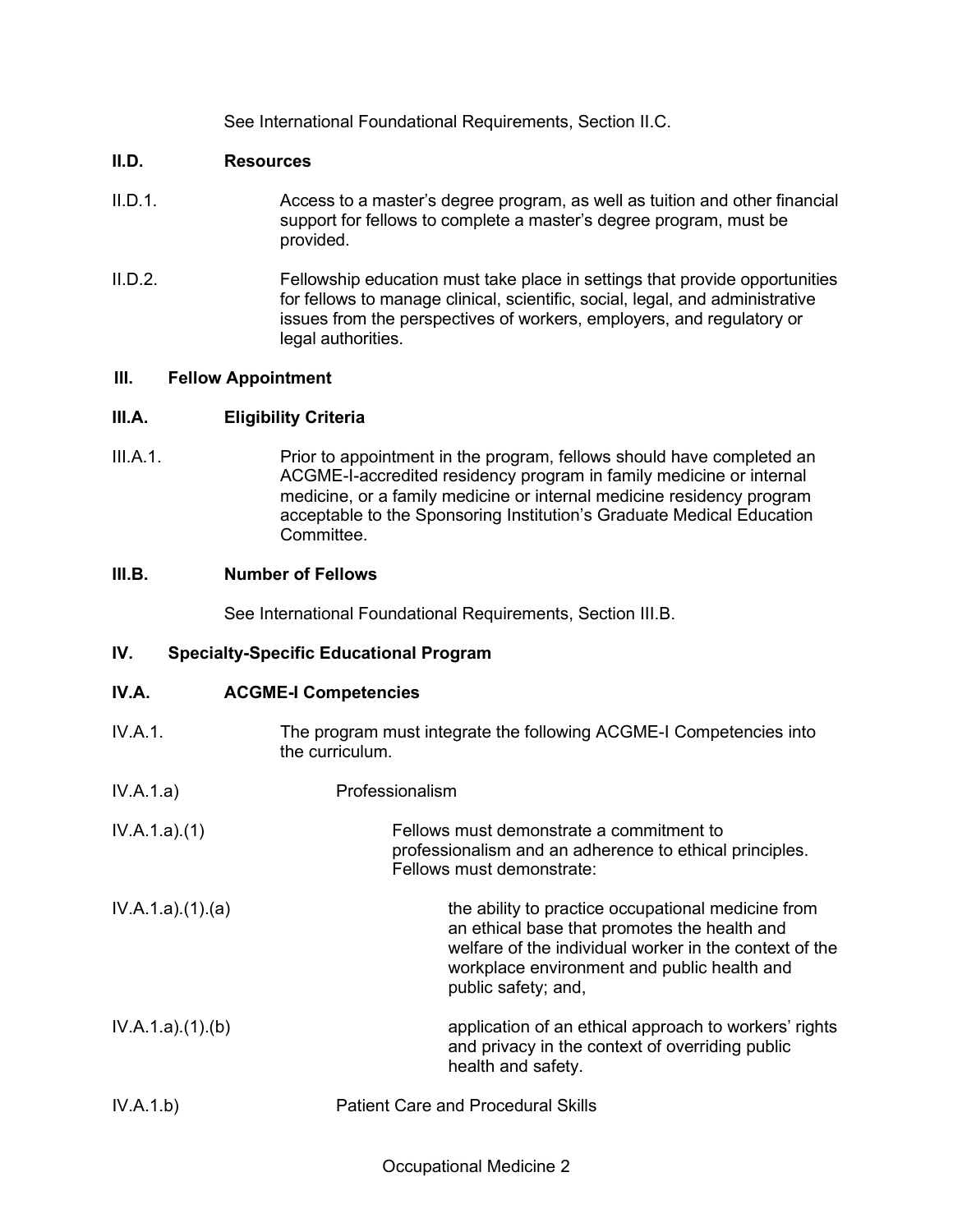See International Foundational Requirements, Section II.C.

**II.D. Resources**

II.D.1. Access to a master's degree program, as well as tuition and other financial support for fellows to complete a master's degree program, must be provided.

II.D.2. Fellowship education must take place in settings that provide opportunities for fellows to manage clinical, scientific, social, legal, and administrative issues from the perspectives of workers, employers, and regulatory or legal authorities.

**III. Fellow Appointment**

**III.A. Eligibility Criteria**

III.A.1. Prior to appointment in the program, fellows should have completed an ACGME-I-accredited residency program in family medicine or internal medicine, or a family medicine or internal medicine residency program acceptable to the Sponsoring Institution's Graduate Medical Education Committee.

**III.B. Number of Fellows**

See International Foundational Requirements, Section III.B.

**IV. Specialty-Specific Educational Program**

**IV.A. ACGME-I Competencies**

IV.A.1. The program must integrate the following ACGME-I Competencies into the curriculum.

IV.A.1.a) Professionalism

IV.A.1.a).(1) Fellows must demonstrate a commitment to professionalism and an adherence to ethical principles. Fellows must demonstrate:

IV.A.1.a).(1).(a) the ability to practice occupational medicine from an ethical base that promotes the health and welfare of the individual worker in the context of the workplace environment and public health and public safety; and,

IV.A.1.a).(1).(b) application of an ethical approach to workers' rights and privacy in the context of overriding public health and safety.

IV.A.1.b) Patient Care and Procedural Skills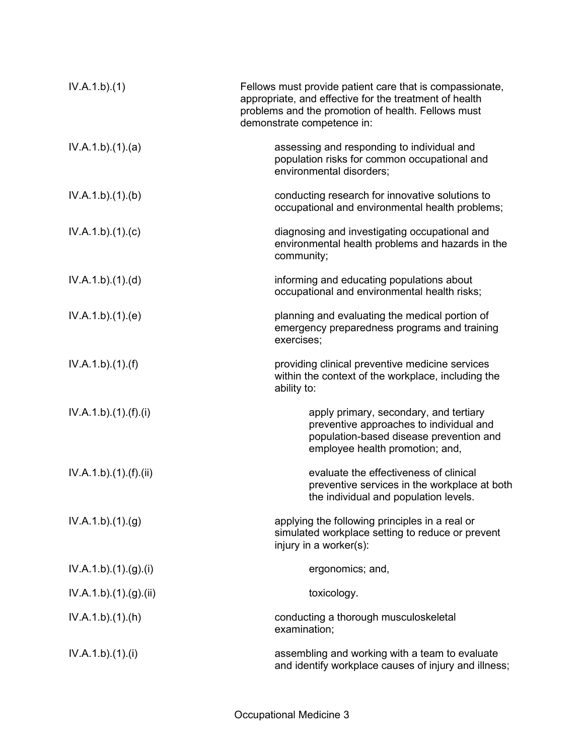| | |
|---|---|
| IV.A.1.b).(1) | Fellows must provide patient care that is compassionate, appropriate, and effective for the treatment of health problems and the promotion of health. Fellows must demonstrate competence in: |
| IV.A.1.b).(1).(a) | assessing and responding to individual and population risks for common occupational and environmental disorders; |
| IV.A.1.b).(1).(b) | conducting research for innovative solutions to occupational and environmental health problems; |
| IV.A.1.b).(1).(c) | diagnosing and investigating occupational and environmental health problems and hazards in the community; |
| IV.A.1.b).(1).(d) | informing and educating populations about occupational and environmental health risks; |
| IV.A.1.b).(1).(e) | planning and evaluating the medical portion of emergency preparedness programs and training exercises; |
| IV.A.1.b).(1).(f) | providing clinical preventive medicine services within the context of the workplace, including the ability to: |
| IV.A.1.b).(1).(f).(i) | apply primary, secondary, and tertiary preventive approaches to individual and population-based disease prevention and employee health promotion; and, |
| IV.A.1.b).(1).(f).(ii) | evaluate the effectiveness of clinical preventive services in the workplace at both the individual and population levels. |
| IV.A.1.b).(1).(g) | applying the following principles in a real or simulated workplace setting to reduce or prevent injury in a worker(s): |
| IV.A.1.b).(1).(g).(i) | ergonomics; and, |
| IV.A.1.b).(1).(g).(ii) | toxicology. |
| IV.A.1.b).(1).(h) | conducting a thorough musculoskeletal examination; |
| IV.A.1.b).(1).(i) | assembling and working with a team to evaluate and identify workplace causes of injury and illness; |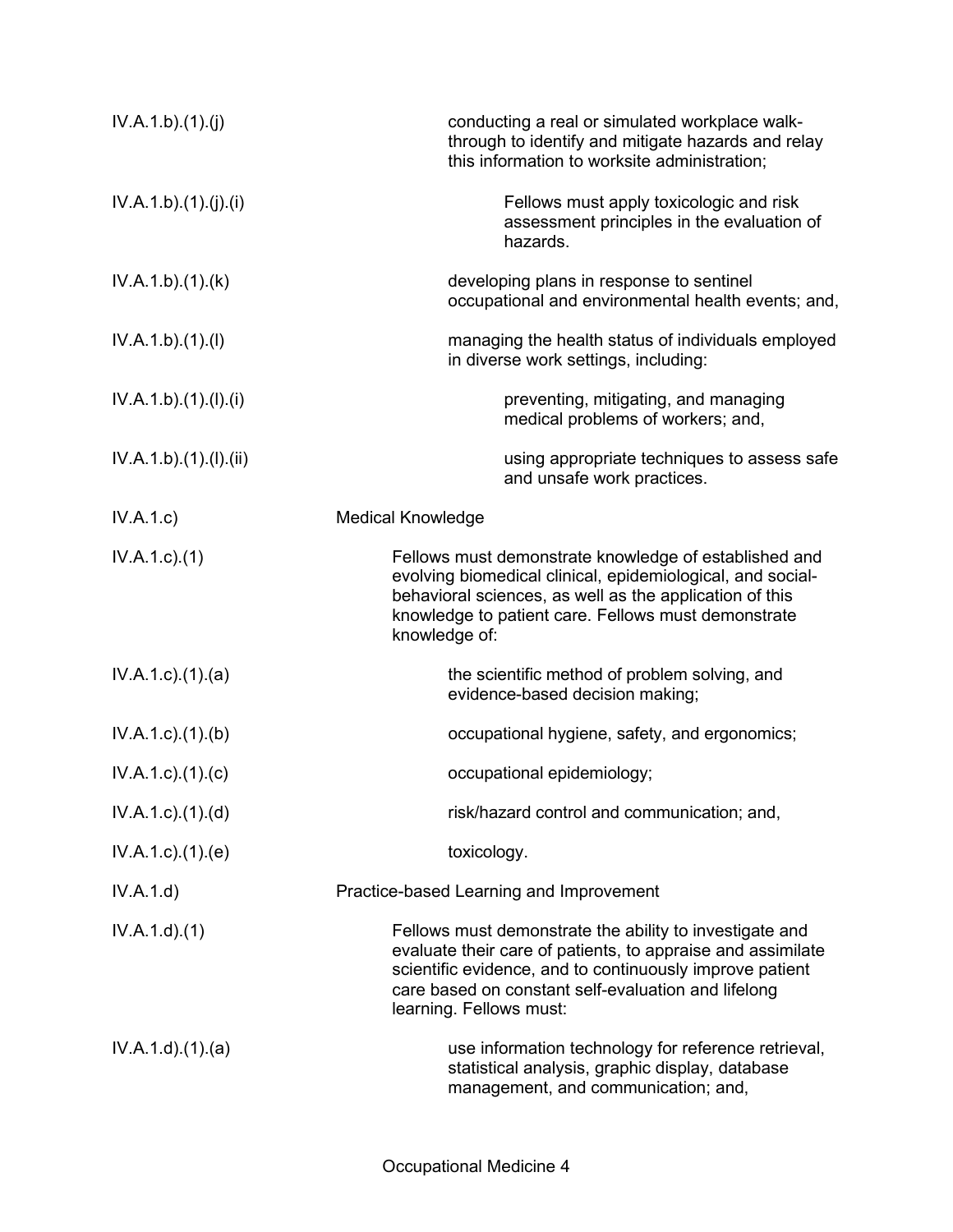| | |
|---|---|
| IV.A.1.b).(1).(j) | conducting a real or simulated workplace walk-through to identify and mitigate hazards and relay this information to worksite administration; |
| IV.A.1.b).(1).(j).(i) | Fellows must apply toxicologic and risk assessment principles in the evaluation of hazards. |
| IV.A.1.b).(1).(k) | developing plans in response to sentinel occupational and environmental health events; and, |
| IV.A.1.b).(1).(l) | managing the health status of individuals employed in diverse work settings, including: |
| IV.A.1.b).(1).(l).(i) | preventing, mitigating, and managing medical problems of workers; and, |
| IV.A.1.b).(1).(l).(ii) | using appropriate techniques to assess safe and unsafe work practices. |
| IV.A.1.c) | Medical Knowledge |
| IV.A.1.c).(1) | Fellows must demonstrate knowledge of established and evolving biomedical clinical, epidemiological, and social-behavioral sciences, as well as the application of this knowledge to patient care. Fellows must demonstrate knowledge of: |
| IV.A.1.c).(1).(a) | the scientific method of problem solving, and evidence-based decision making; |
| IV.A.1.c).(1).(b) | occupational hygiene, safety, and ergonomics; |
| IV.A.1.c).(1).(c) | occupational epidemiology; |
| IV.A.1.c).(1).(d) | risk/hazard control and communication; and, |
| IV.A.1.c).(1).(e) | toxicology. |
| IV.A.1.d) | Practice-based Learning and Improvement |
| IV.A.1.d).(1) | Fellows must demonstrate the ability to investigate and evaluate their care of patients, to appraise and assimilate scientific evidence, and to continuously improve patient care based on constant self-evaluation and lifelong learning. Fellows must: |
| IV.A.1.d).(1).(a) | use information technology for reference retrieval, statistical analysis, graphic display, database management, and communication; and, |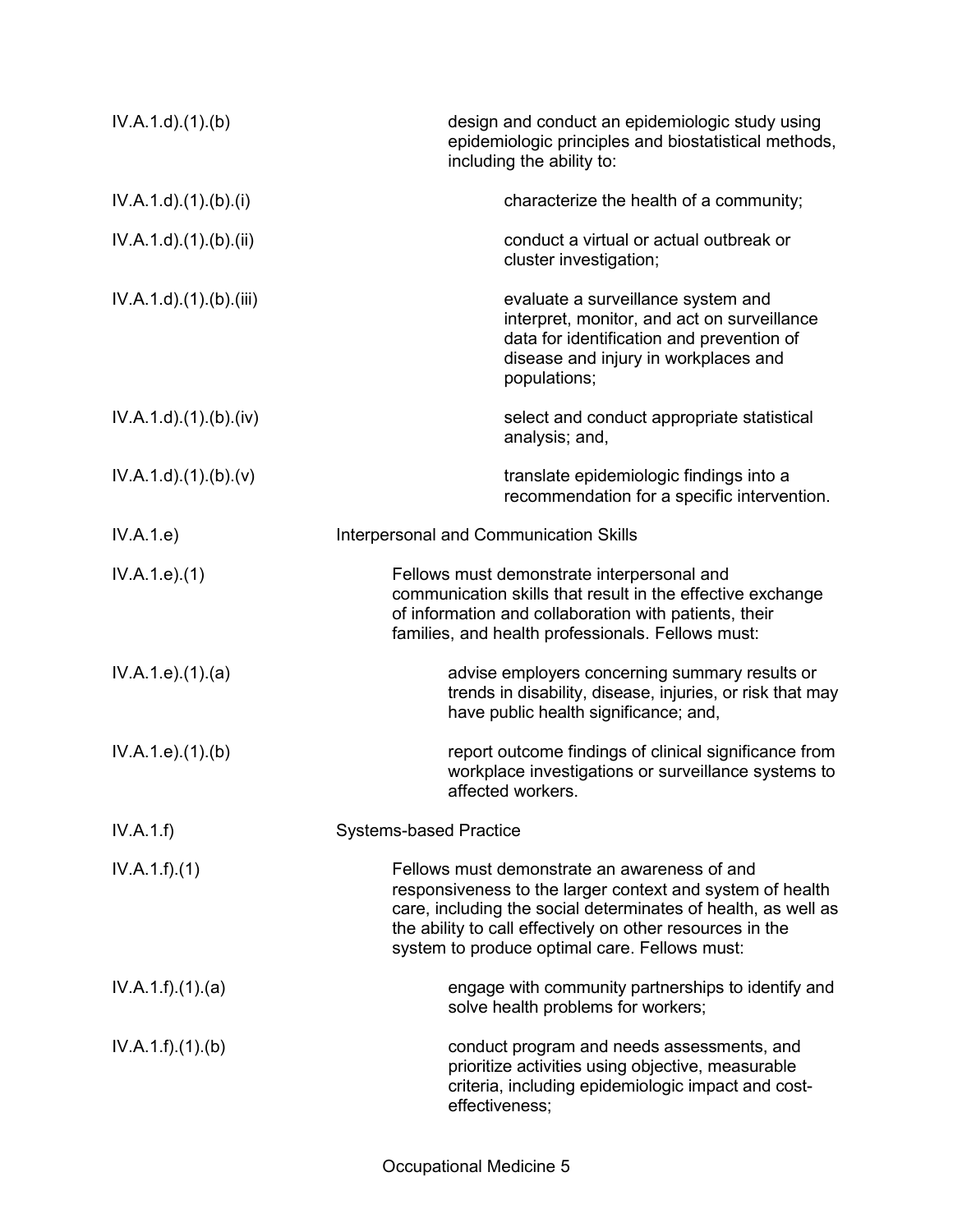| | |
|---|---|
| IV.A.1.d).(1).(b) | design and conduct an epidemiologic study using epidemiologic principles and biostatistical methods, including the ability to: |
| IV.A.1.d).(1).(b).(i) | characterize the health of a community; |
| IV.A.1.d).(1).(b).(ii) | conduct a virtual or actual outbreak or cluster investigation; |
| IV.A.1.d).(1).(b).(iii) | evaluate a surveillance system and interpret, monitor, and act on surveillance data for identification and prevention of disease and injury in workplaces and populations; |
| IV.A.1.d).(1).(b).(iv) | select and conduct appropriate statistical analysis; and, |
| IV.A.1.d).(1).(b).(v) | translate epidemiologic findings into a recommendation for a specific intervention. |
| IV.A.1.e) | Interpersonal and Communication Skills |
| IV.A.1.e).(1) | Fellows must demonstrate interpersonal and communication skills that result in the effective exchange of information and collaboration with patients, their families, and health professionals. Fellows must: |
| IV.A.1.e).(1).(a) | advise employers concerning summary results or trends in disability, disease, injuries, or risk that may have public health significance; and, |
| IV.A.1.e).(1).(b) | report outcome findings of clinical significance from workplace investigations or surveillance systems to affected workers. |
| IV.A.1.f) | Systems-based Practice |
| IV.A.1.f).(1) | Fellows must demonstrate an awareness of and responsiveness to the larger context and system of health care, including the social determinates of health, as well as the ability to call effectively on other resources in the system to produce optimal care. Fellows must: |
| IV.A.1.f).(1).(a) | engage with community partnerships to identify and solve health problems for workers; |
| IV.A.1.f).(1).(b) | conduct program and needs assessments, and prioritize activities using objective, measurable criteria, including epidemiologic impact and cost-effectiveness; |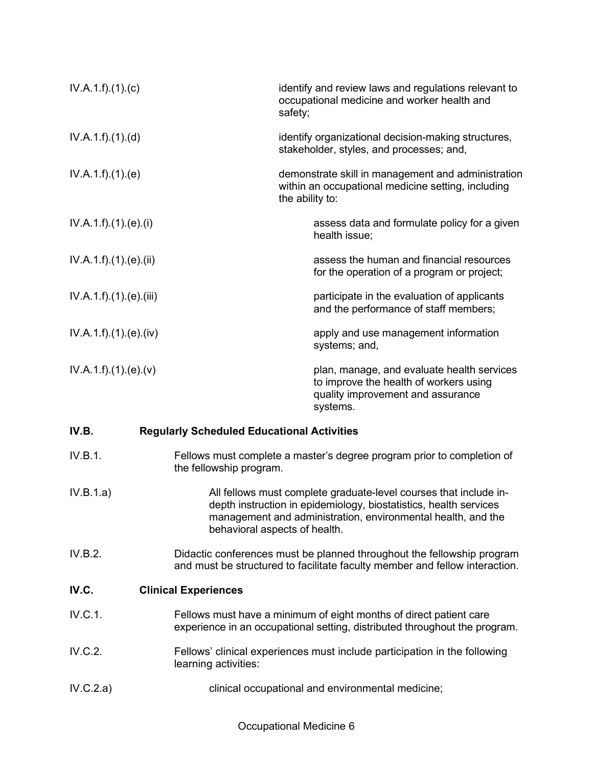IV.A.1.f).(1).(c) identify and review laws and regulations relevant to occupational medicine and worker health and safety;

IV.A.1.f).(1).(d) identify organizational decision-making structures, stakeholder, styles, and processes; and,

IV.A.1.f).(1).(e) demonstrate skill in management and administration within an occupational medicine setting, including the ability to:

IV.A.1.f).(1).(e).(i) assess data and formulate policy for a given health issue;

IV.A.1.f).(1).(e).(ii) assess the human and financial resources for the operation of a program or project;

IV.A.1.f).(1).(e).(iii) participate in the evaluation of applicants and the performance of staff members;

IV.A.1.f).(1).(e).(iv) apply and use management information systems; and,

IV.A.1.f).(1).(e).(v) plan, manage, and evaluate health services to improve the health of workers using quality improvement and assurance systems.

**IV.B. Regularly Scheduled Educational Activities**

IV.B.1. Fellows must complete a master's degree program prior to completion of the fellowship program.

IV.B.1.a) All fellows must complete graduate-level courses that include in-depth instruction in epidemiology, biostatistics, health services management and administration, environmental health, and the behavioral aspects of health.

IV.B.2. Didactic conferences must be planned throughout the fellowship program and must be structured to facilitate faculty member and fellow interaction.

**IV.C. Clinical Experiences**

IV.C.1. Fellows must have a minimum of eight months of direct patient care experience in an occupational setting, distributed throughout the program.

IV.C.2. Fellows' clinical experiences must include participation in the following learning activities:

IV.C.2.a) clinical occupational and environmental medicine;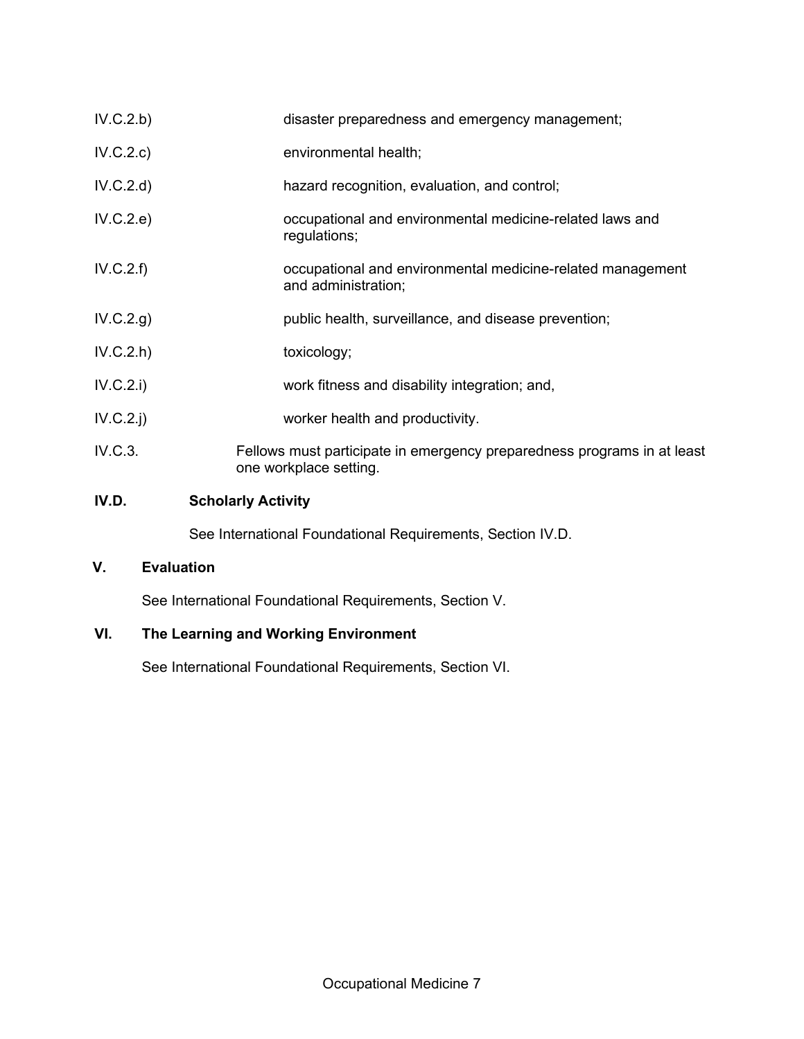IV.C.2.b) disaster preparedness and emergency management;

IV.C.2.c) environmental health;

IV.C.2.d) hazard recognition, evaluation, and control;

IV.C.2.e) occupational and environmental medicine-related laws and regulations;

IV.C.2.f) occupational and environmental medicine-related management and administration;

IV.C.2.g) public health, surveillance, and disease prevention;

IV.C.2.h) toxicology;

IV.C.2.i) work fitness and disability integration; and,

IV.C.2.j) worker health and productivity.

IV.C.3. Fellows must participate in emergency preparedness programs in at least one workplace setting.

**IV.D. Scholarly Activity**

See International Foundational Requirements, Section IV.D.

## V. Evaluation

See International Foundational Requirements, Section V.

## VI. The Learning and Working Environment

See International Foundational Requirements, Section VI.